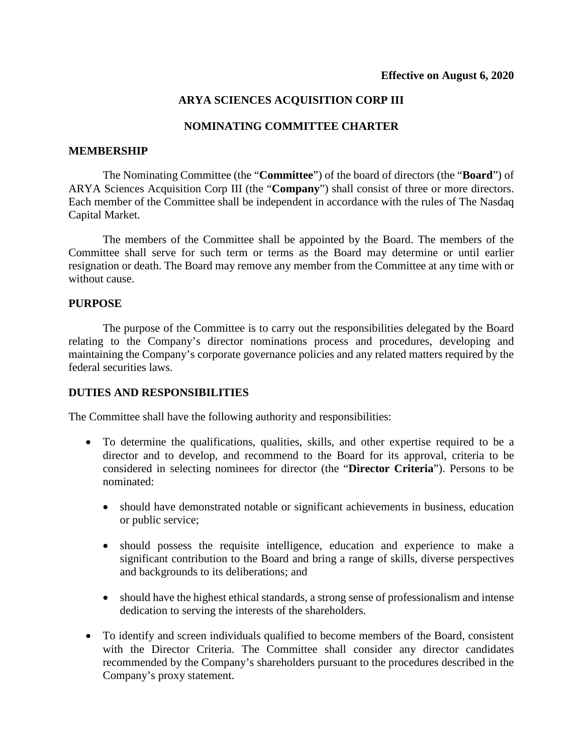**Effective on August 6, 2020**

# ARYA SCIENCES ACQUISITION CORP III

# NOMINATING COMMITTEE CHARTER

## MEMBERSHIP

The Nominating Committee (the "**Committee**") of the board of directors (the "**Board**") of ARYA Sciences Acquisition Corp III (the "**Company**") shall consist of three or more directors. Each member of the Committee shall be independent in accordance with the rules of The Nasdaq Capital Market.

The members of the Committee shall be appointed by the Board. The members of the Committee shall serve for such term or terms as the Board may determine or until earlier resignation or death. The Board may remove any member from the Committee at any time with or without cause.

## PURPOSE

The purpose of the Committee is to carry out the responsibilities delegated by the Board relating to the Company's director nominations process and procedures, developing and maintaining the Company's corporate governance policies and any related matters required by the federal securities laws.

## DUTIES AND RESPONSIBILITIES

The Committee shall have the following authority and responsibilities:

- To determine the qualifications, qualities, skills, and other expertise required to be a director and to develop, and recommend to the Board for its approval, criteria to be considered in selecting nominees for director (the "**Director Criteria**"). Persons to be nominated:
  - should have demonstrated notable or significant achievements in business, education or public service;
  - should possess the requisite intelligence, education and experience to make a significant contribution to the Board and bring a range of skills, diverse perspectives and backgrounds to its deliberations; and
  - should have the highest ethical standards, a strong sense of professionalism and intense dedication to serving the interests of the shareholders.
- To identify and screen individuals qualified to become members of the Board, consistent with the Director Criteria. The Committee shall consider any director candidates recommended by the Company's shareholders pursuant to the procedures described in the Company's proxy statement.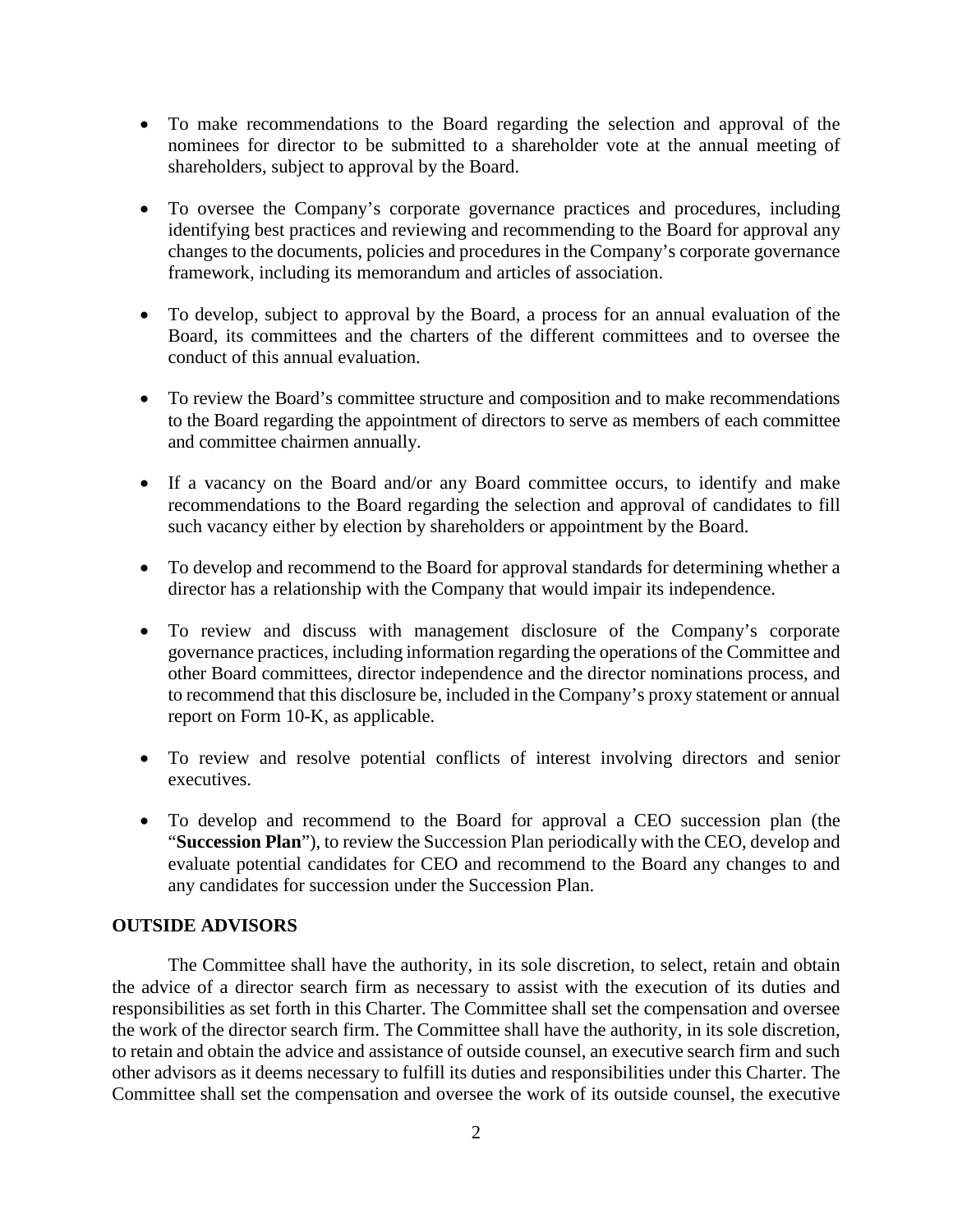- To make recommendations to the Board regarding the selection and approval of the nominees for director to be submitted to a shareholder vote at the annual meeting of shareholders, subject to approval by the Board.

- To oversee the Company's corporate governance practices and procedures, including identifying best practices and reviewing and recommending to the Board for approval any changes to the documents, policies and procedures in the Company's corporate governance framework, including its memorandum and articles of association.

- To develop, subject to approval by the Board, a process for an annual evaluation of the Board, its committees and the charters of the different committees and to oversee the conduct of this annual evaluation.

- To review the Board's committee structure and composition and to make recommendations to the Board regarding the appointment of directors to serve as members of each committee and committee chairmen annually.

- If a vacancy on the Board and/or any Board committee occurs, to identify and make recommendations to the Board regarding the selection and approval of candidates to fill such vacancy either by election by shareholders or appointment by the Board.

- To develop and recommend to the Board for approval standards for determining whether a director has a relationship with the Company that would impair its independence.

- To review and discuss with management disclosure of the Company's corporate governance practices, including information regarding the operations of the Committee and other Board committees, director independence and the director nominations process, and to recommend that this disclosure be, included in the Company's proxy statement or annual report on Form 10-K, as applicable.

- To review and resolve potential conflicts of interest involving directors and senior executives.

- To develop and recommend to the Board for approval a CEO succession plan (the "**Succession Plan**"), to review the Succession Plan periodically with the CEO, develop and evaluate potential candidates for CEO and recommend to the Board any changes to and any candidates for succession under the Succession Plan.

## OUTSIDE ADVISORS

The Committee shall have the authority, in its sole discretion, to select, retain and obtain the advice of a director search firm as necessary to assist with the execution of its duties and responsibilities as set forth in this Charter. The Committee shall set the compensation and oversee the work of the director search firm. The Committee shall have the authority, in its sole discretion, to retain and obtain the advice and assistance of outside counsel, an executive search firm and such other advisors as it deems necessary to fulfill its duties and responsibilities under this Charter. The Committee shall set the compensation and oversee the work of its outside counsel, the executive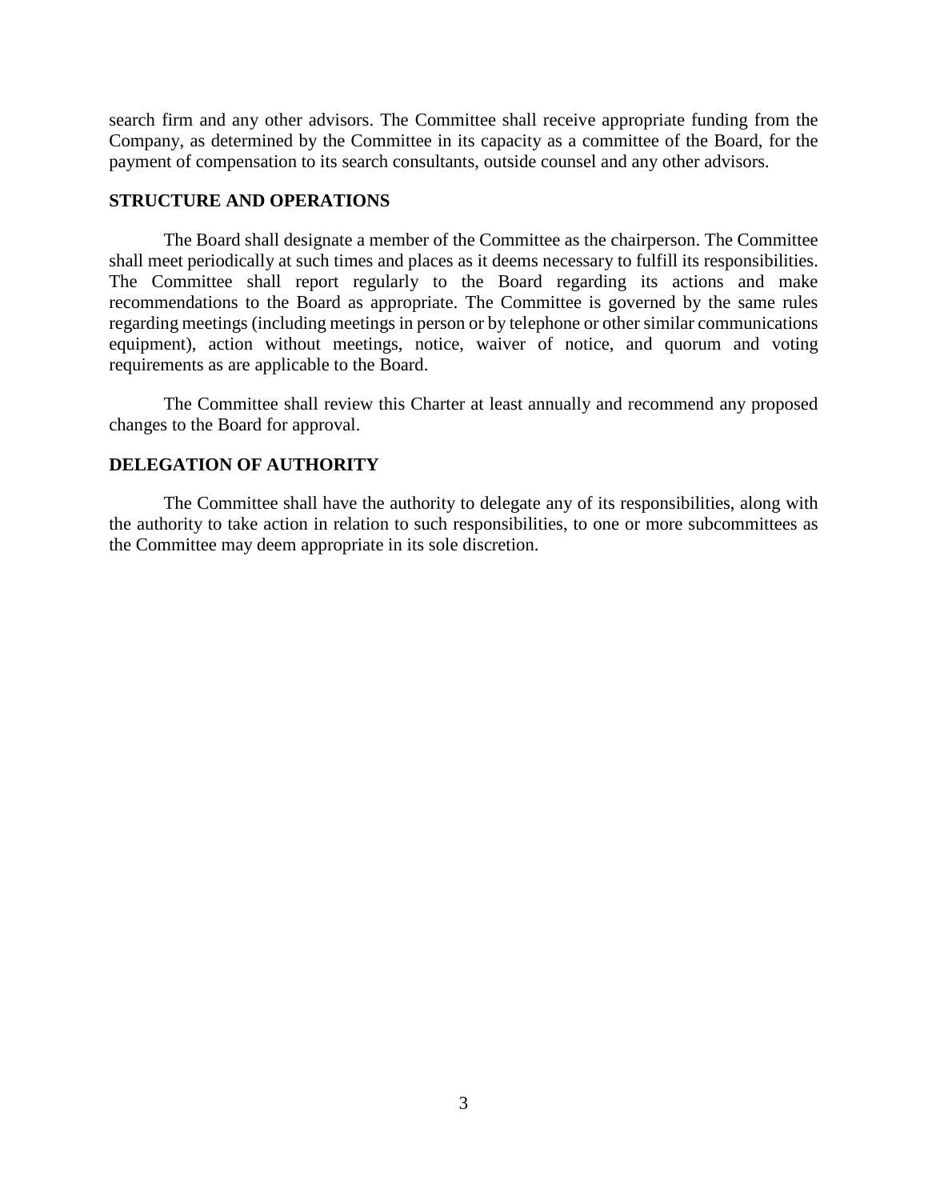search firm and any other advisors. The Committee shall receive appropriate funding from the Company, as determined by the Committee in its capacity as a committee of the Board, for the payment of compensation to its search consultants, outside counsel and any other advisors.

**STRUCTURE AND OPERATIONS**

The Board shall designate a member of the Committee as the chairperson. The Committee shall meet periodically at such times and places as it deems necessary to fulfill its responsibilities. The Committee shall report regularly to the Board regarding its actions and make recommendations to the Board as appropriate. The Committee is governed by the same rules regarding meetings (including meetings in person or by telephone or other similar communications equipment), action without meetings, notice, waiver of notice, and quorum and voting requirements as are applicable to the Board.

The Committee shall review this Charter at least annually and recommend any proposed changes to the Board for approval.

**DELEGATION OF AUTHORITY**

The Committee shall have the authority to delegate any of its responsibilities, along with the authority to take action in relation to such responsibilities, to one or more subcommittees as the Committee may deem appropriate in its sole discretion.